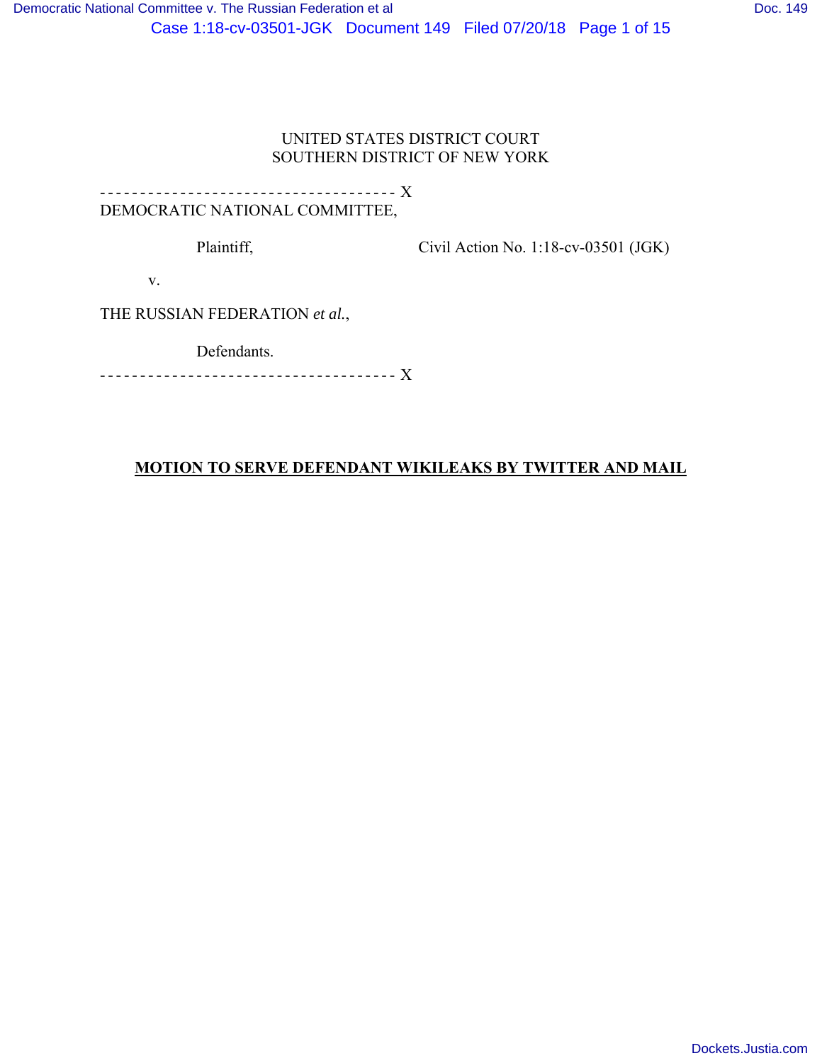UNITED STATES DISTRICT COURT
SOUTHERN DISTRICT OF NEW YORK

------------------------------------- X

DEMOCRATIC NATIONAL COMMITTEE,

Plaintiff,

Civil Action No. 1:18-cv-03501 (JGK)

v.

THE RUSSIAN FEDERATION *et al.*,

Defendants.

------------------------------------- X

**MOTION TO SERVE DEFENDANT WIKILEAKS BY TWITTER AND MAIL**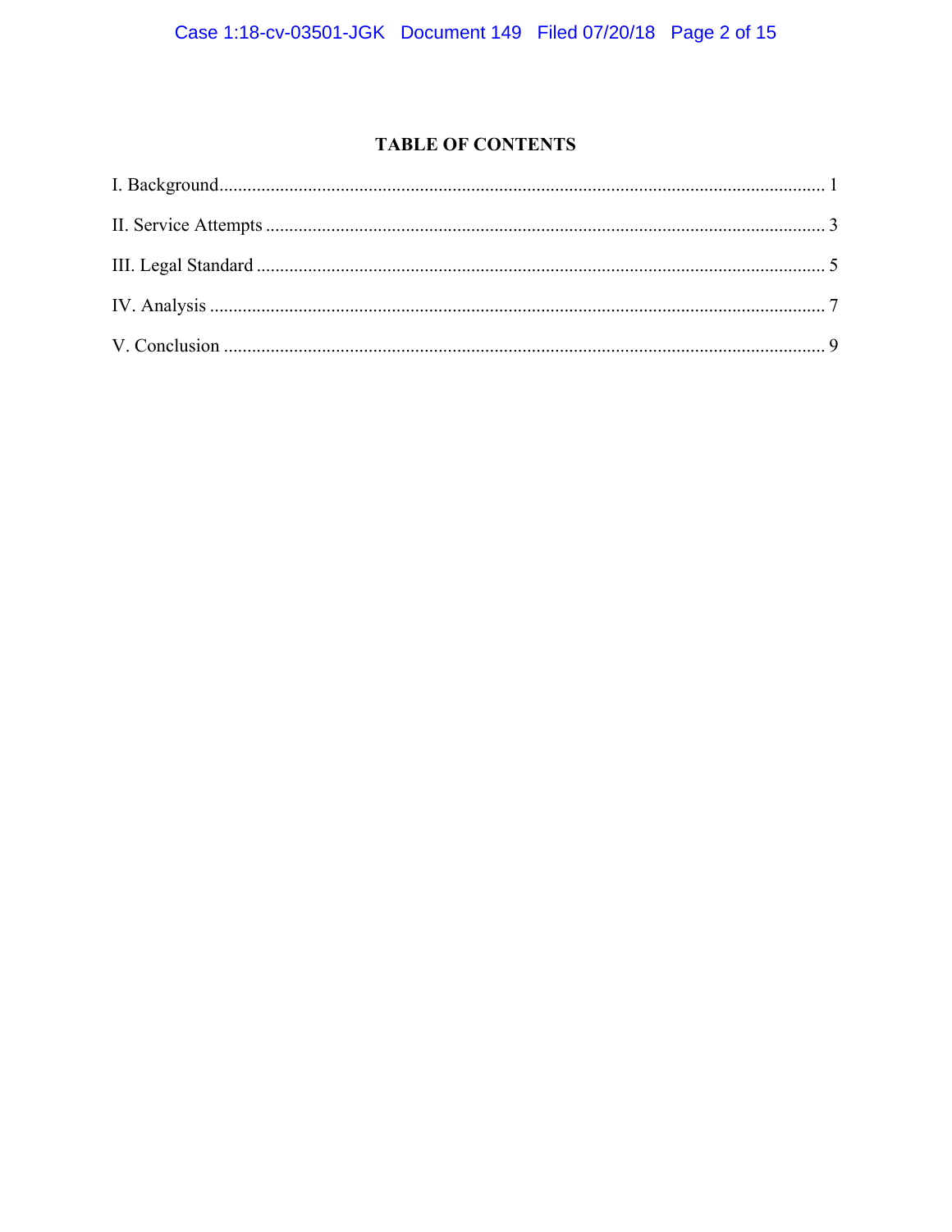## TABLE OF CONTENTS

I. Background........................................................................................................................ 1

II. Service Attempts ............................................................................................................... 3

III. Legal Standard ................................................................................................................. 5

IV. Analysis ........................................................................................................................... 7

V. Conclusion ........................................................................................................................ 9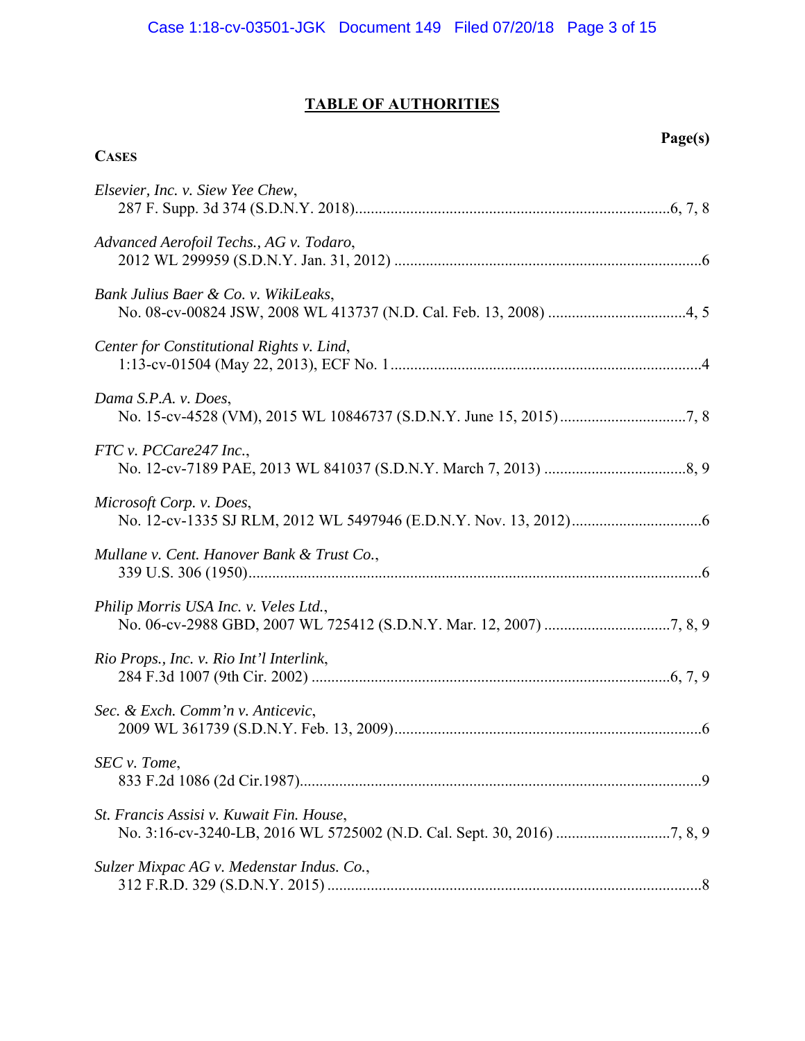# TABLE OF AUTHORITIES

**CASES** — **Page(s)**

*Elsevier, Inc. v. Siew Yee Chew*,
287 F. Supp. 3d 374 (S.D.N.Y. 2018) ... 6, 7, 8

*Advanced Aerofoil Techs., AG v. Todaro*,
2012 WL 299959 (S.D.N.Y. Jan. 31, 2012) ... 6

*Bank Julius Baer & Co. v. WikiLeaks*,
No. 08-cv-00824 JSW, 2008 WL 413737 (N.D. Cal. Feb. 13, 2008) ... 4, 5

*Center for Constitutional Rights v. Lind*,
1:13-cv-01504 (May 22, 2013), ECF No. 1 ... 4

*Dama S.P.A. v. Does*,
No. 15-cv-4528 (VM), 2015 WL 10846737 (S.D.N.Y. June 15, 2015) ... 7, 8

*FTC v. PCCare247 Inc.*,
No. 12-cv-7189 PAE, 2013 WL 841037 (S.D.N.Y. March 7, 2013) ... 8, 9

*Microsoft Corp. v. Does*,
No. 12-cv-1335 SJ RLM, 2012 WL 5497946 (E.D.N.Y. Nov. 13, 2012) ... 6

*Mullane v. Cent. Hanover Bank & Trust Co.*,
339 U.S. 306 (1950) ... 6

*Philip Morris USA Inc. v. Veles Ltd.*,
No. 06-cv-2988 GBD, 2007 WL 725412 (S.D.N.Y. Mar. 12, 2007) ... 7, 8, 9

*Rio Props., Inc. v. Rio Int'l Interlink*,
284 F.3d 1007 (9th Cir. 2002) ... 6, 7, 9

*Sec. & Exch. Comm'n v. Anticevic*,
2009 WL 361739 (S.D.N.Y. Feb. 13, 2009) ... 6

*SEC v. Tome*,
833 F.2d 1086 (2d Cir.1987) ... 9

*St. Francis Assisi v. Kuwait Fin. House*,
No. 3:16-cv-3240-LB, 2016 WL 5725002 (N.D. Cal. Sept. 30, 2016) ... 7, 8, 9

*Sulzer Mixpac AG v. Medenstar Indus. Co.*,
312 F.R.D. 329 (S.D.N.Y. 2015) ... 8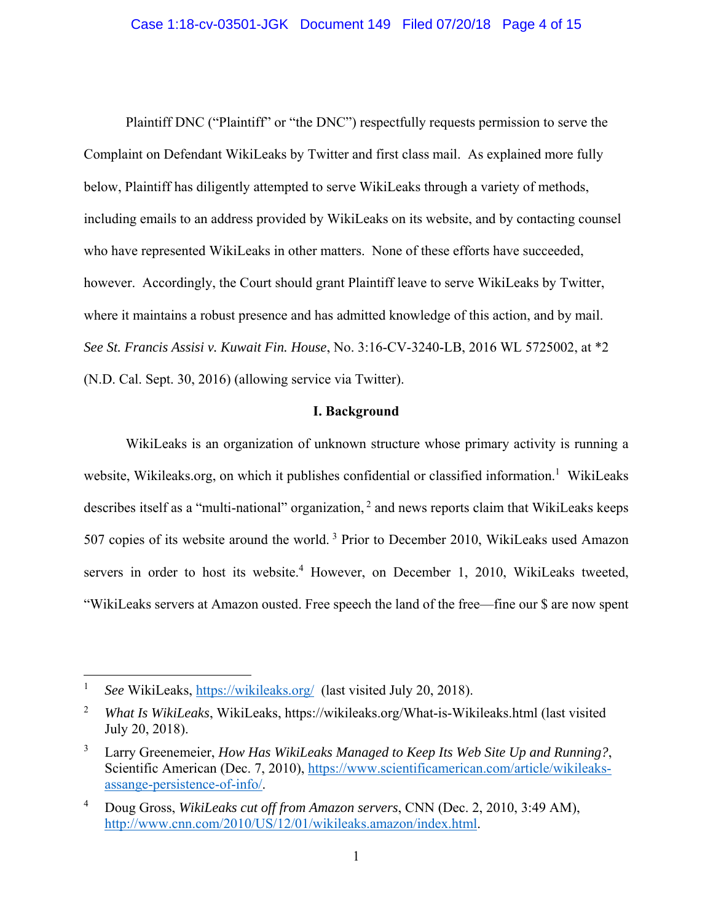Plaintiff DNC ("Plaintiff" or "the DNC") respectfully requests permission to serve the Complaint on Defendant WikiLeaks by Twitter and first class mail. As explained more fully below, Plaintiff has diligently attempted to serve WikiLeaks through a variety of methods, including emails to an address provided by WikiLeaks on its website, and by contacting counsel who have represented WikiLeaks in other matters. None of these efforts have succeeded, however. Accordingly, the Court should grant Plaintiff leave to serve WikiLeaks by Twitter, where it maintains a robust presence and has admitted knowledge of this action, and by mail. *See St. Francis Assisi v. Kuwait Fin. House*, No. 3:16-CV-3240-LB, 2016 WL 5725002, at *2 (N.D. Cal. Sept. 30, 2016) (allowing service via Twitter).

## I. Background

WikiLeaks is an organization of unknown structure whose primary activity is running a website, Wikileaks.org, on which it publishes confidential or classified information.[1] WikiLeaks describes itself as a "multi-national" organization,[2] and news reports claim that WikiLeaks keeps 507 copies of its website around the world.[3] Prior to December 2010, WikiLeaks used Amazon servers in order to host its website.[4] However, on December 1, 2010, WikiLeaks tweeted, "WikiLeaks servers at Amazon ousted. Free speech the land of the free—fine our $ are now spent

---

[1] *See* WikiLeaks, https://wikileaks.org/ (last visited July 20, 2018).

[2] *What Is WikiLeaks*, WikiLeaks, https://wikileaks.org/What-is-Wikileaks.html (last visited July 20, 2018).

[3] Larry Greenemeier, *How Has WikiLeaks Managed to Keep Its Web Site Up and Running?*, Scientific American (Dec. 7, 2010), https://www.scientificamerican.com/article/wikileaks-assange-persistence-of-info/.

[4] Doug Gross, *WikiLeaks cut off from Amazon servers*, CNN (Dec. 2, 2010, 3:49 AM), http://www.cnn.com/2010/US/12/01/wikileaks.amazon/index.html.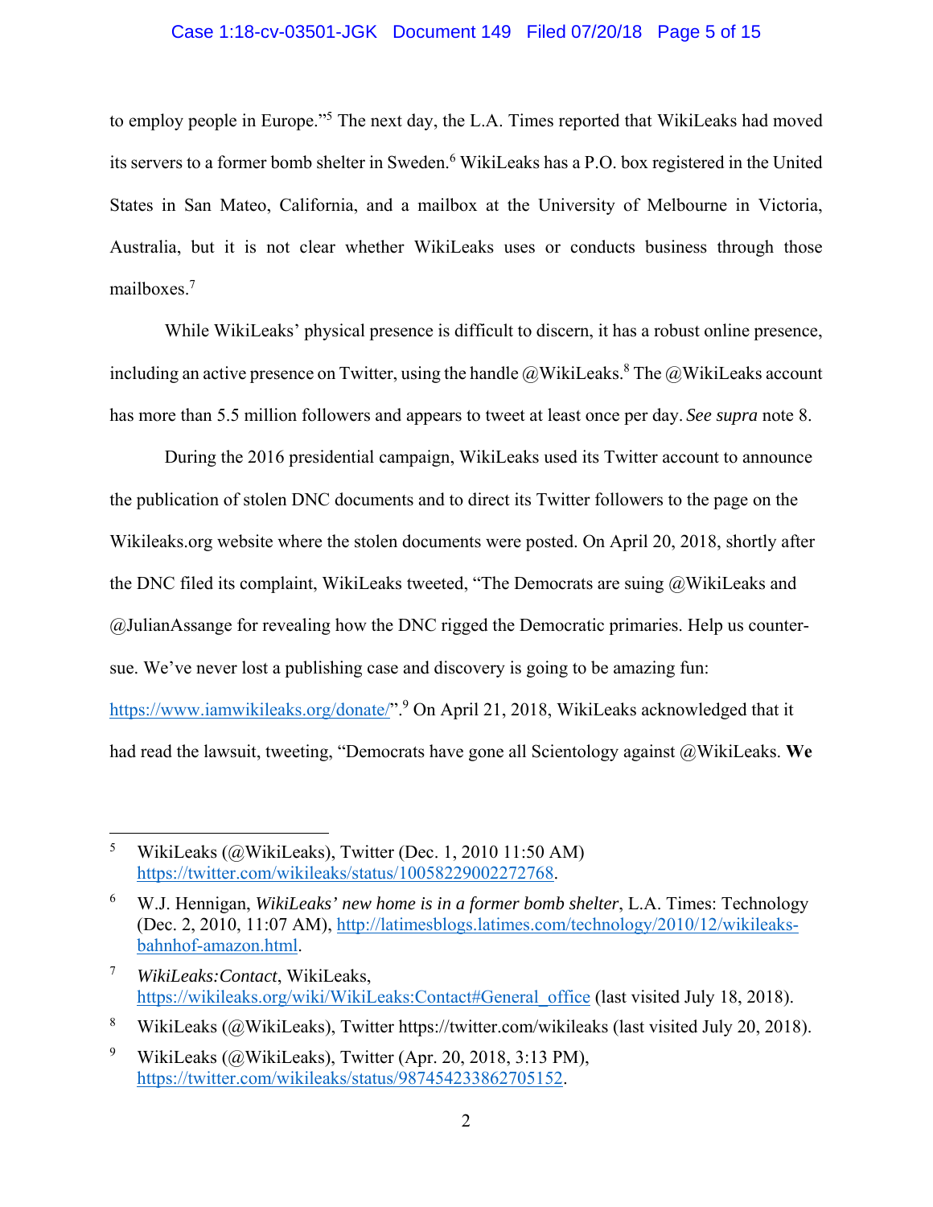to employ people in Europe."[5] The next day, the L.A. Times reported that WikiLeaks had moved its servers to a former bomb shelter in Sweden.[6] WikiLeaks has a P.O. box registered in the United States in San Mateo, California, and a mailbox at the University of Melbourne in Victoria, Australia, but it is not clear whether WikiLeaks uses or conducts business through those mailboxes.[7]

While WikiLeaks' physical presence is difficult to discern, it has a robust online presence, including an active presence on Twitter, using the handle @WikiLeaks.[8] The @WikiLeaks account has more than 5.5 million followers and appears to tweet at least once per day. *See supra* note 8.

During the 2016 presidential campaign, WikiLeaks used its Twitter account to announce the publication of stolen DNC documents and to direct its Twitter followers to the page on the Wikileaks.org website where the stolen documents were posted. On April 20, 2018, shortly after the DNC filed its complaint, WikiLeaks tweeted, "The Democrats are suing @WikiLeaks and @JulianAssange for revealing how the DNC rigged the Democratic primaries. Help us counter-sue. We've never lost a publishing case and discovery is going to be amazing fun: https://www.iamwikileaks.org/donate/".[9] On April 21, 2018, WikiLeaks acknowledged that it had read the lawsuit, tweeting, "Democrats have gone all Scientology against @WikiLeaks. **We**

---

[5] WikiLeaks (@WikiLeaks), Twitter (Dec. 1, 2010 11:50 AM) https://twitter.com/wikileaks/status/10058229002272768.

[6] W.J. Hennigan, *WikiLeaks' new home is in a former bomb shelter*, L.A. Times: Technology (Dec. 2, 2010, 11:07 AM), http://latimesblogs.latimes.com/technology/2010/12/wikileaks-bahnhof-amazon.html.

[7] *WikiLeaks:Contact*, WikiLeaks, https://wikileaks.org/wiki/WikiLeaks:Contact#General_office (last visited July 18, 2018).

[8] WikiLeaks (@WikiLeaks), Twitter https://twitter.com/wikileaks (last visited July 20, 2018).

[9] WikiLeaks (@WikiLeaks), Twitter (Apr. 20, 2018, 3:13 PM), https://twitter.com/wikileaks/status/987454233862705152.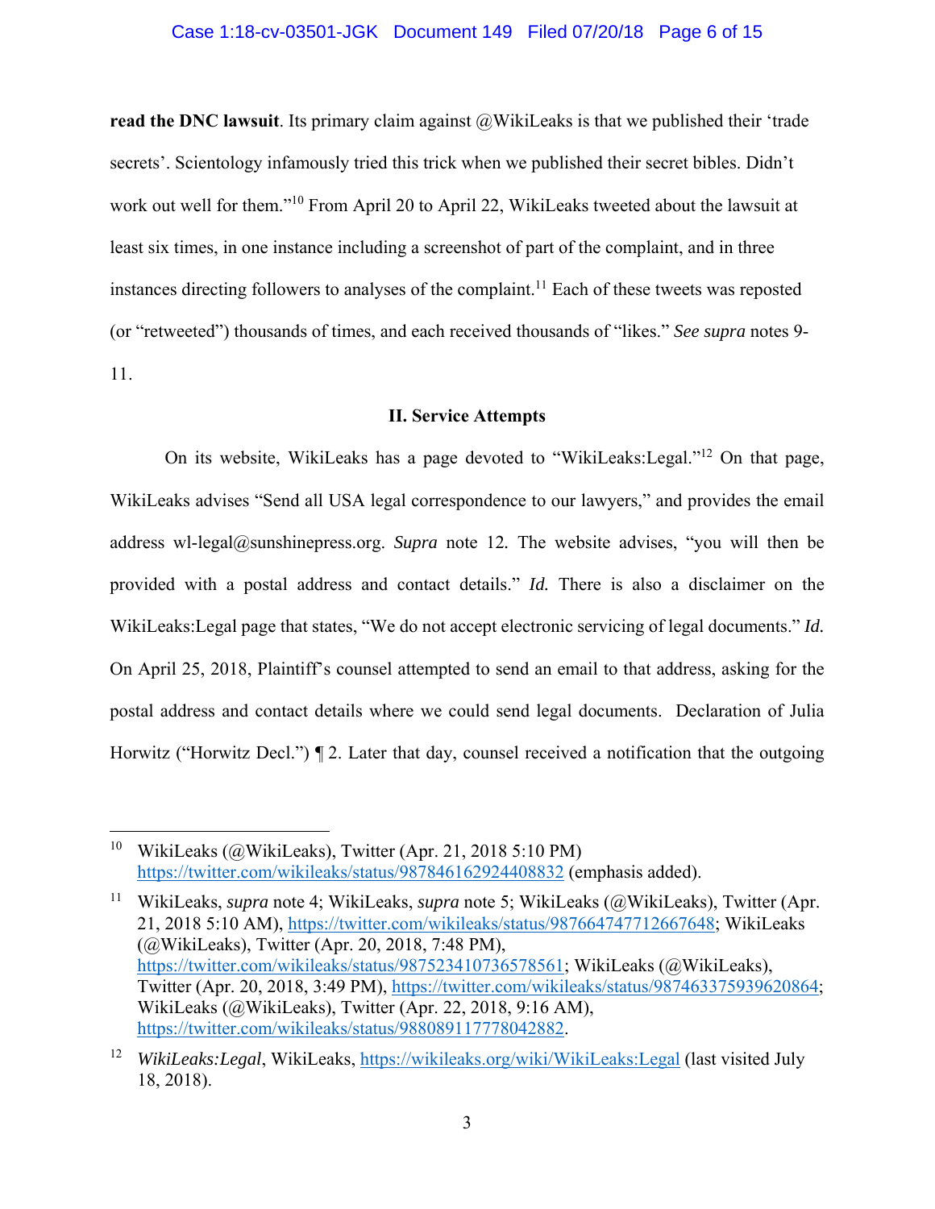**read the DNC lawsuit**. Its primary claim against @WikiLeaks is that we published their 'trade secrets'. Scientology infamously tried this trick when we published their secret bibles. Didn't work out well for them."[10] From April 20 to April 22, WikiLeaks tweeted about the lawsuit at least six times, in one instance including a screenshot of part of the complaint, and in three instances directing followers to analyses of the complaint.[11] Each of these tweets was reposted (or "retweeted") thousands of times, and each received thousands of "likes." *See supra* notes 9-11.

## II. Service Attempts

On its website, WikiLeaks has a page devoted to "WikiLeaks:Legal."[12] On that page, WikiLeaks advises "Send all USA legal correspondence to our lawyers," and provides the email address wl-legal@sunshinepress.org. *Supra* note 12. The website advises, "you will then be provided with a postal address and contact details." *Id.* There is also a disclaimer on the WikiLeaks:Legal page that states, "We do not accept electronic servicing of legal documents." *Id.* On April 25, 2018, Plaintiff's counsel attempted to send an email to that address, asking for the postal address and contact details where we could send legal documents. Declaration of Julia Horwitz ("Horwitz Decl.") ¶ 2. Later that day, counsel received a notification that the outgoing

---

[10] WikiLeaks (@WikiLeaks), Twitter (Apr. 21, 2018 5:10 PM) https://twitter.com/wikileaks/status/987846162924408832 (emphasis added).

[11] WikiLeaks, *supra* note 4; WikiLeaks, *supra* note 5; WikiLeaks (@WikiLeaks), Twitter (Apr. 21, 2018 5:10 AM), https://twitter.com/wikileaks/status/987664747712667648; WikiLeaks (@WikiLeaks), Twitter (Apr. 20, 2018, 7:48 PM), https://twitter.com/wikileaks/status/987523410736578561; WikiLeaks (@WikiLeaks), Twitter (Apr. 20, 2018, 3:49 PM), https://twitter.com/wikileaks/status/987463375939620864; WikiLeaks (@WikiLeaks), Twitter (Apr. 22, 2018, 9:16 AM), https://twitter.com/wikileaks/status/988089117778042882.

[12] *WikiLeaks:Legal*, WikiLeaks, https://wikileaks.org/wiki/WikiLeaks:Legal (last visited July 18, 2018).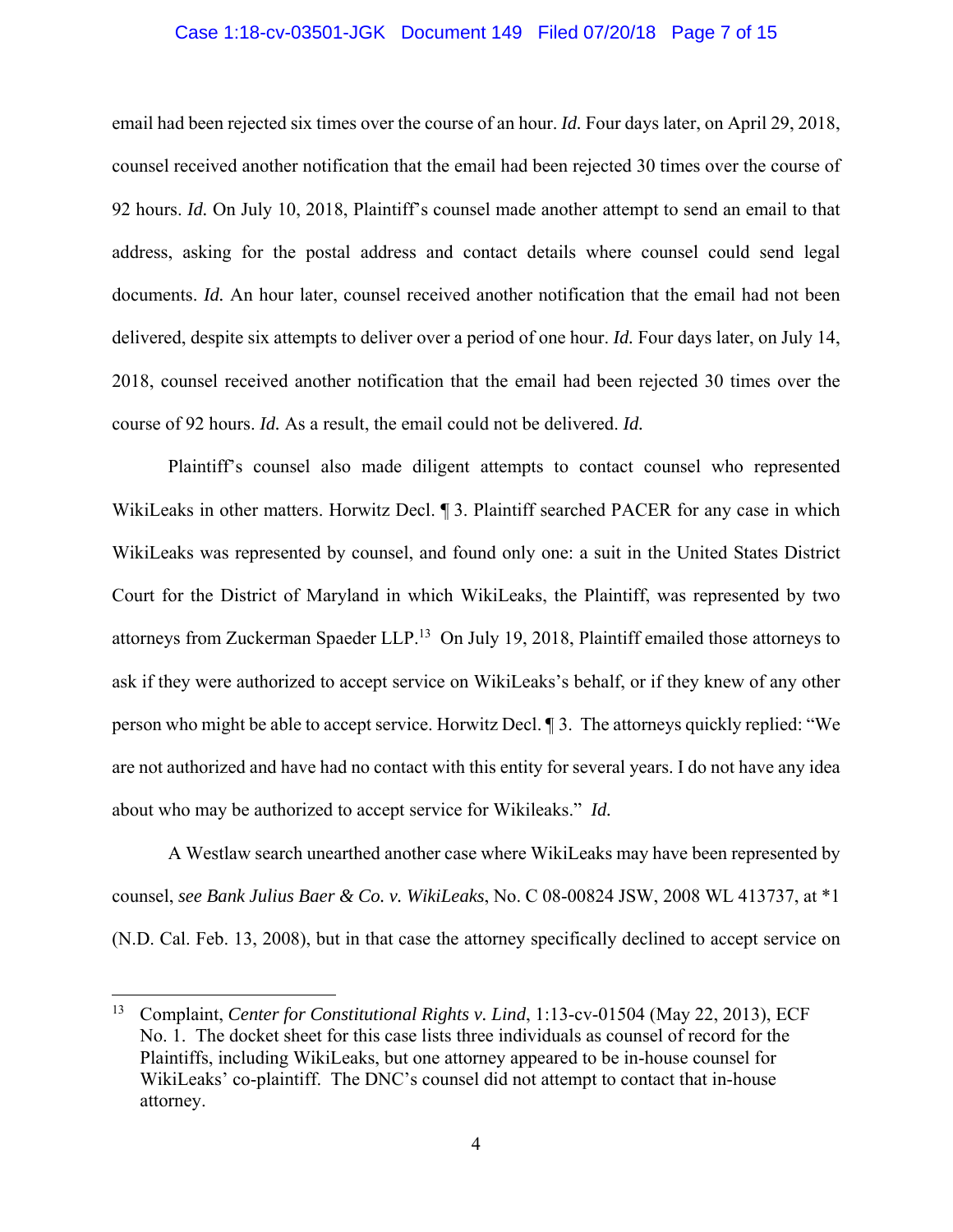email had been rejected six times over the course of an hour. *Id.* Four days later, on April 29, 2018, counsel received another notification that the email had been rejected 30 times over the course of 92 hours. *Id.* On July 10, 2018, Plaintiff's counsel made another attempt to send an email to that address, asking for the postal address and contact details where counsel could send legal documents. *Id.* An hour later, counsel received another notification that the email had not been delivered, despite six attempts to deliver over a period of one hour. *Id.* Four days later, on July 14, 2018, counsel received another notification that the email had been rejected 30 times over the course of 92 hours. *Id.* As a result, the email could not be delivered. *Id.*

Plaintiff's counsel also made diligent attempts to contact counsel who represented WikiLeaks in other matters. Horwitz Decl. ¶ 3. Plaintiff searched PACER for any case in which WikiLeaks was represented by counsel, and found only one: a suit in the United States District Court for the District of Maryland in which WikiLeaks, the Plaintiff, was represented by two attorneys from Zuckerman Spaeder LLP.[13] On July 19, 2018, Plaintiff emailed those attorneys to ask if they were authorized to accept service on WikiLeaks's behalf, or if they knew of any other person who might be able to accept service. Horwitz Decl. ¶ 3. The attorneys quickly replied: "We are not authorized and have had no contact with this entity for several years. I do not have any idea about who may be authorized to accept service for Wikileaks." *Id.*

A Westlaw search unearthed another case where WikiLeaks may have been represented by counsel, *see Bank Julius Baer & Co. v. WikiLeaks*, No. C 08-00824 JSW, 2008 WL 413737, at *1 (N.D. Cal. Feb. 13, 2008), but in that case the attorney specifically declined to accept service on

---

[13] Complaint, *Center for Constitutional Rights v. Lind*, 1:13-cv-01504 (May 22, 2013), ECF No. 1. The docket sheet for this case lists three individuals as counsel of record for the Plaintiffs, including WikiLeaks, but one attorney appeared to be in-house counsel for WikiLeaks' co-plaintiff. The DNC's counsel did not attempt to contact that in-house attorney.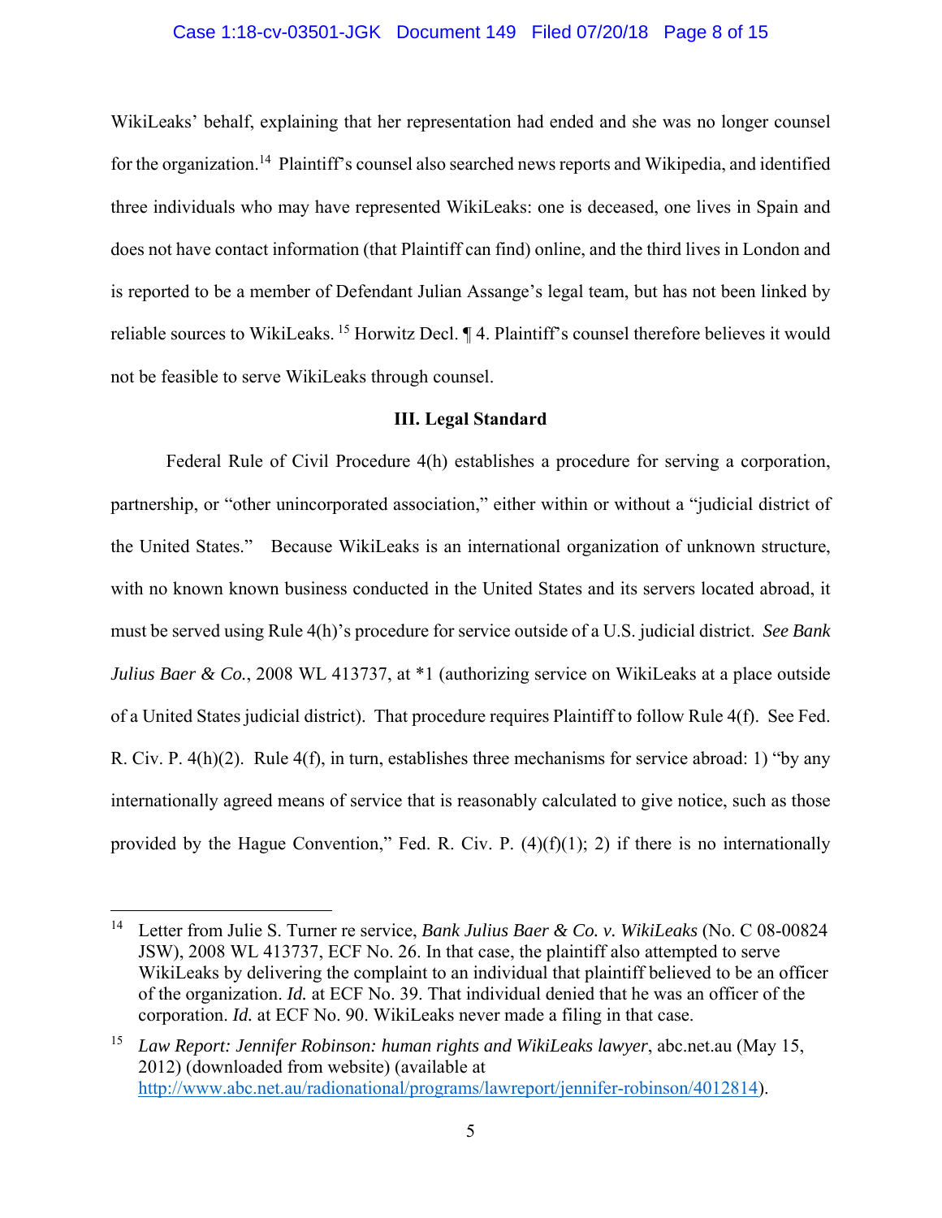WikiLeaks' behalf, explaining that her representation had ended and she was no longer counsel for the organization.[14] Plaintiff's counsel also searched news reports and Wikipedia, and identified three individuals who may have represented WikiLeaks: one is deceased, one lives in Spain and does not have contact information (that Plaintiff can find) online, and the third lives in London and is reported to be a member of Defendant Julian Assange's legal team, but has not been linked by reliable sources to WikiLeaks. [15] Horwitz Decl. ¶ 4. Plaintiff's counsel therefore believes it would not be feasible to serve WikiLeaks through counsel.

### III. Legal Standard

Federal Rule of Civil Procedure 4(h) establishes a procedure for serving a corporation, partnership, or "other unincorporated association," either within or without a "judicial district of the United States." Because WikiLeaks is an international organization of unknown structure, with no known known business conducted in the United States and its servers located abroad, it must be served using Rule 4(h)'s procedure for service outside of a U.S. judicial district. *See Bank Julius Baer & Co.*, 2008 WL 413737, at *1 (authorizing service on WikiLeaks at a place outside of a United States judicial district). That procedure requires Plaintiff to follow Rule 4(f). See Fed. R. Civ. P. 4(h)(2). Rule 4(f), in turn, establishes three mechanisms for service abroad: 1) "by any internationally agreed means of service that is reasonably calculated to give notice, such as those provided by the Hague Convention," Fed. R. Civ. P. (4)(f)(1); 2) if there is no internationally

---

[14] Letter from Julie S. Turner re service, *Bank Julius Baer & Co. v. WikiLeaks* (No. C 08-00824 JSW), 2008 WL 413737, ECF No. 26. In that case, the plaintiff also attempted to serve WikiLeaks by delivering the complaint to an individual that plaintiff believed to be an officer of the organization. *Id.* at ECF No. 39. That individual denied that he was an officer of the corporation. *Id.* at ECF No. 90. WikiLeaks never made a filing in that case.

[15] *Law Report: Jennifer Robinson: human rights and WikiLeaks lawyer*, abc.net.au (May 15, 2012) (downloaded from website) (available at http://www.abc.net.au/radionational/programs/lawreport/jennifer-robinson/4012814).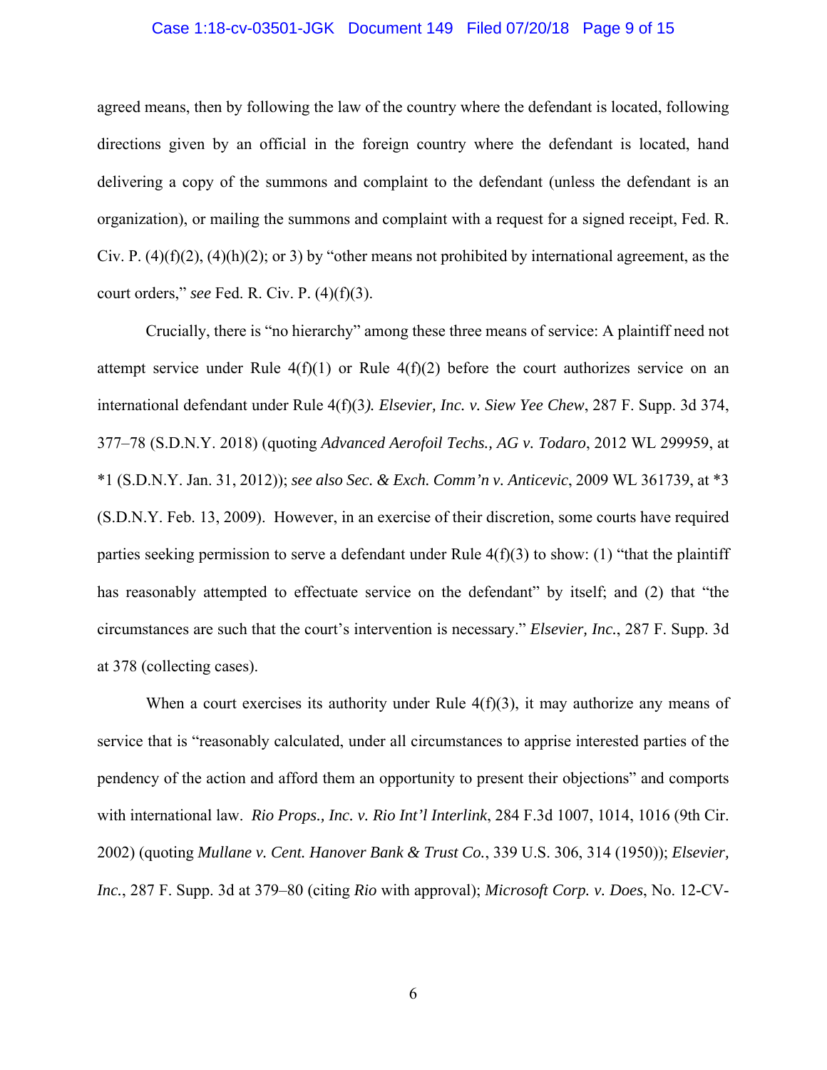agreed means, then by following the law of the country where the defendant is located, following directions given by an official in the foreign country where the defendant is located, hand delivering a copy of the summons and complaint to the defendant (unless the defendant is an organization), or mailing the summons and complaint with a request for a signed receipt, Fed. R. Civ. P. (4)(f)(2), (4)(h)(2); or 3) by "other means not prohibited by international agreement, as the court orders," *see* Fed. R. Civ. P. (4)(f)(3).

Crucially, there is "no hierarchy" among these three means of service: A plaintiff need not attempt service under Rule 4(f)(1) or Rule 4(f)(2) before the court authorizes service on an international defendant under Rule 4(f)(3*). Elsevier, Inc. v. Siew Yee Chew*, 287 F. Supp. 3d 374, 377–78 (S.D.N.Y. 2018) (quoting *Advanced Aerofoil Techs., AG v. Todaro*, 2012 WL 299959, at *1 (S.D.N.Y. Jan. 31, 2012)); *see also Sec. & Exch. Comm'n v. Anticevic*, 2009 WL 361739, at *3 (S.D.N.Y. Feb. 13, 2009). However, in an exercise of their discretion, some courts have required parties seeking permission to serve a defendant under Rule 4(f)(3) to show: (1) "that the plaintiff has reasonably attempted to effectuate service on the defendant" by itself; and (2) that "the circumstances are such that the court's intervention is necessary." *Elsevier, Inc.*, 287 F. Supp. 3d at 378 (collecting cases).

When a court exercises its authority under Rule 4(f)(3), it may authorize any means of service that is "reasonably calculated, under all circumstances to apprise interested parties of the pendency of the action and afford them an opportunity to present their objections" and comports with international law. *Rio Props., Inc. v. Rio Int'l Interlink*, 284 F.3d 1007, 1014, 1016 (9th Cir. 2002) (quoting *Mullane v. Cent. Hanover Bank & Trust Co.*, 339 U.S. 306, 314 (1950)); *Elsevier, Inc.*, 287 F. Supp. 3d at 379–80 (citing *Rio* with approval); *Microsoft Corp. v. Does*, No. 12-CV-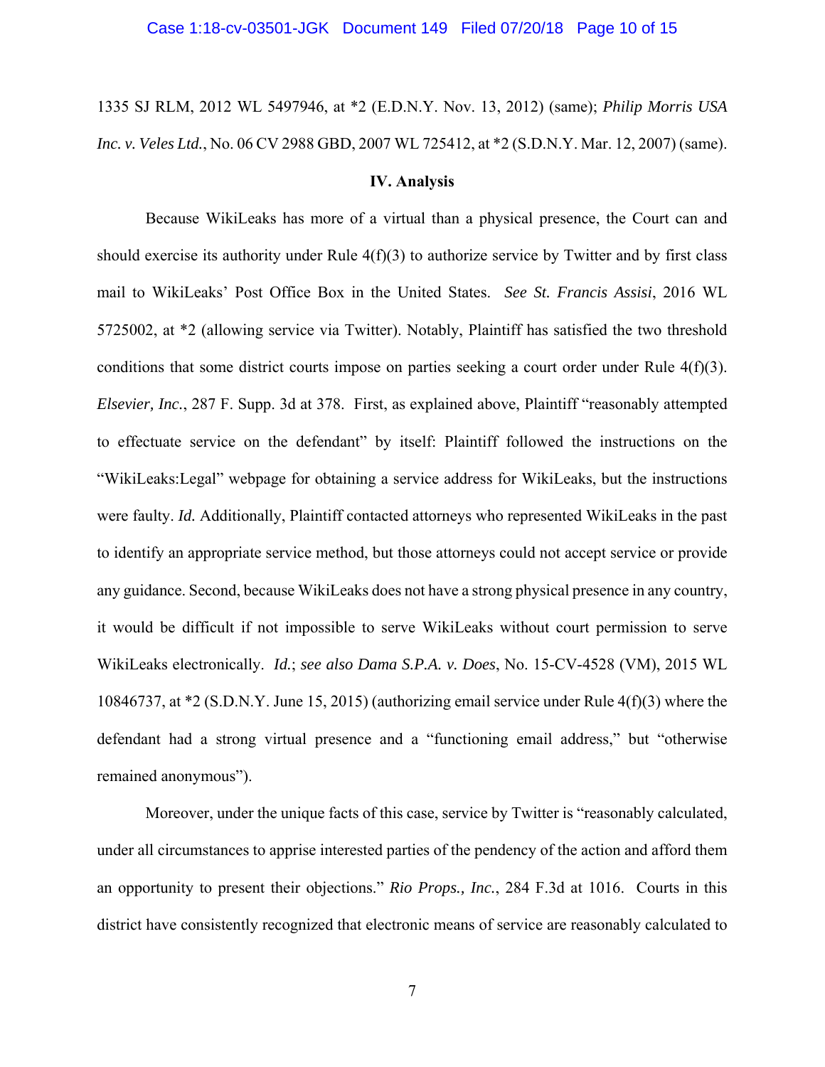1335 SJ RLM, 2012 WL 5497946, at *2 (E.D.N.Y. Nov. 13, 2012) (same); *Philip Morris USA Inc. v. Veles Ltd.*, No. 06 CV 2988 GBD, 2007 WL 725412, at *2 (S.D.N.Y. Mar. 12, 2007) (same).

## IV. Analysis

Because WikiLeaks has more of a virtual than a physical presence, the Court can and should exercise its authority under Rule 4(f)(3) to authorize service by Twitter and by first class mail to WikiLeaks' Post Office Box in the United States. *See St. Francis Assisi*, 2016 WL 5725002, at *2 (allowing service via Twitter). Notably, Plaintiff has satisfied the two threshold conditions that some district courts impose on parties seeking a court order under Rule 4(f)(3). *Elsevier, Inc.*, 287 F. Supp. 3d at 378. First, as explained above, Plaintiff "reasonably attempted to effectuate service on the defendant" by itself: Plaintiff followed the instructions on the "WikiLeaks:Legal" webpage for obtaining a service address for WikiLeaks, but the instructions were faulty. *Id.* Additionally, Plaintiff contacted attorneys who represented WikiLeaks in the past to identify an appropriate service method, but those attorneys could not accept service or provide any guidance. Second, because WikiLeaks does not have a strong physical presence in any country, it would be difficult if not impossible to serve WikiLeaks without court permission to serve WikiLeaks electronically. *Id.*; *see also Dama S.P.A. v. Does*, No. 15-CV-4528 (VM), 2015 WL 10846737, at *2 (S.D.N.Y. June 15, 2015) (authorizing email service under Rule 4(f)(3) where the defendant had a strong virtual presence and a "functioning email address," but "otherwise remained anonymous").

Moreover, under the unique facts of this case, service by Twitter is "reasonably calculated, under all circumstances to apprise interested parties of the pendency of the action and afford them an opportunity to present their objections." *Rio Props., Inc.*, 284 F.3d at 1016. Courts in this district have consistently recognized that electronic means of service are reasonably calculated to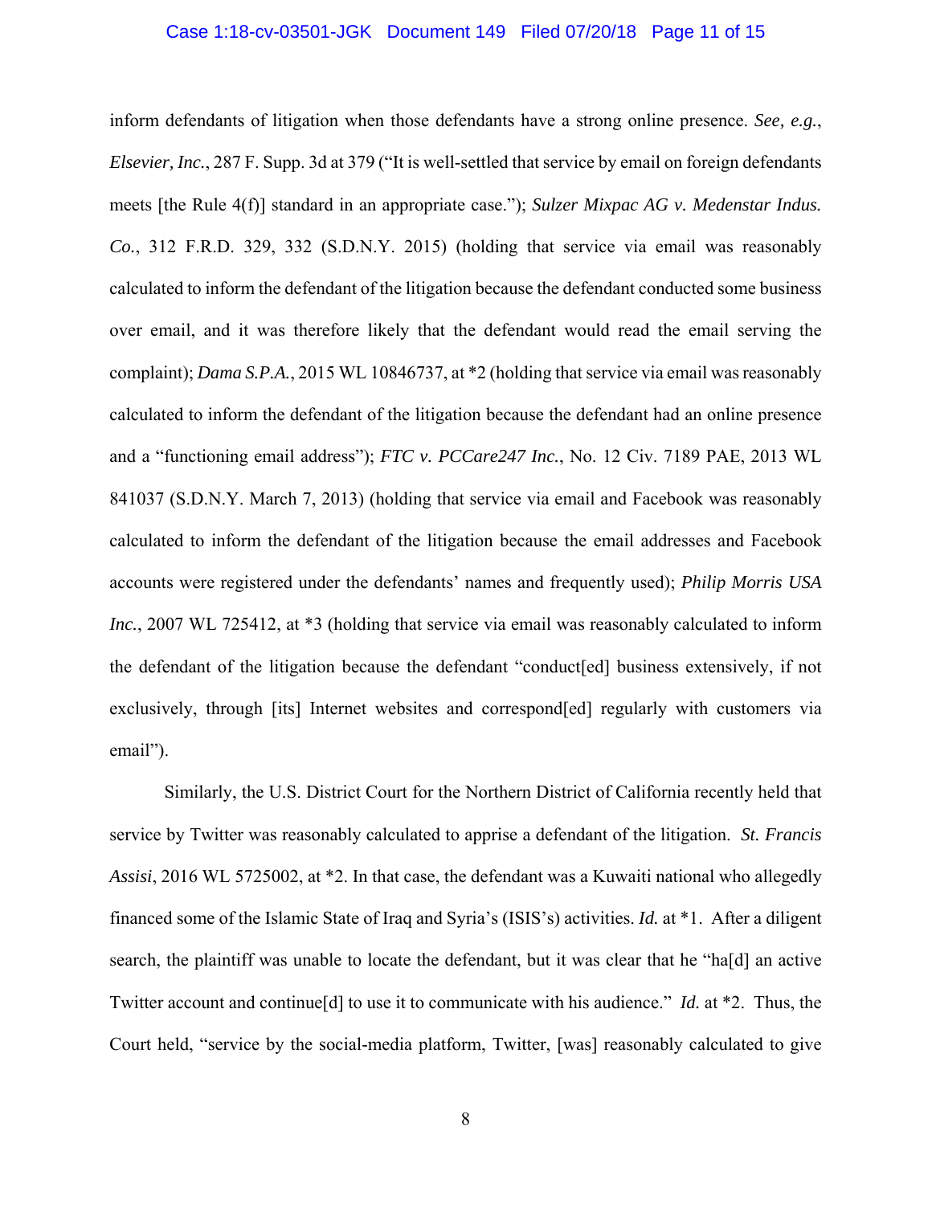inform defendants of litigation when those defendants have a strong online presence. *See, e.g.*, *Elsevier, Inc.*, 287 F. Supp. 3d at 379 ("It is well-settled that service by email on foreign defendants meets [the Rule 4(f)] standard in an appropriate case."); *Sulzer Mixpac AG v. Medenstar Indus. Co.*, 312 F.R.D. 329, 332 (S.D.N.Y. 2015) (holding that service via email was reasonably calculated to inform the defendant of the litigation because the defendant conducted some business over email, and it was therefore likely that the defendant would read the email serving the complaint); *Dama S.P.A.*, 2015 WL 10846737, at *2 (holding that service via email was reasonably calculated to inform the defendant of the litigation because the defendant had an online presence and a "functioning email address"); *FTC v. PCCare247 Inc.*, No. 12 Civ. 7189 PAE, 2013 WL 841037 (S.D.N.Y. March 7, 2013) (holding that service via email and Facebook was reasonably calculated to inform the defendant of the litigation because the email addresses and Facebook accounts were registered under the defendants' names and frequently used); *Philip Morris USA Inc.*, 2007 WL 725412, at *3 (holding that service via email was reasonably calculated to inform the defendant of the litigation because the defendant "conduct[ed] business extensively, if not exclusively, through [its] Internet websites and correspond[ed] regularly with customers via email").

Similarly, the U.S. District Court for the Northern District of California recently held that service by Twitter was reasonably calculated to apprise a defendant of the litigation. *St. Francis Assisi*, 2016 WL 5725002, at *2. In that case, the defendant was a Kuwaiti national who allegedly financed some of the Islamic State of Iraq and Syria's (ISIS's) activities. *Id.* at *1. After a diligent search, the plaintiff was unable to locate the defendant, but it was clear that he "ha[d] an active Twitter account and continue[d] to use it to communicate with his audience." *Id.* at *2. Thus, the Court held, "service by the social-media platform, Twitter, [was] reasonably calculated to give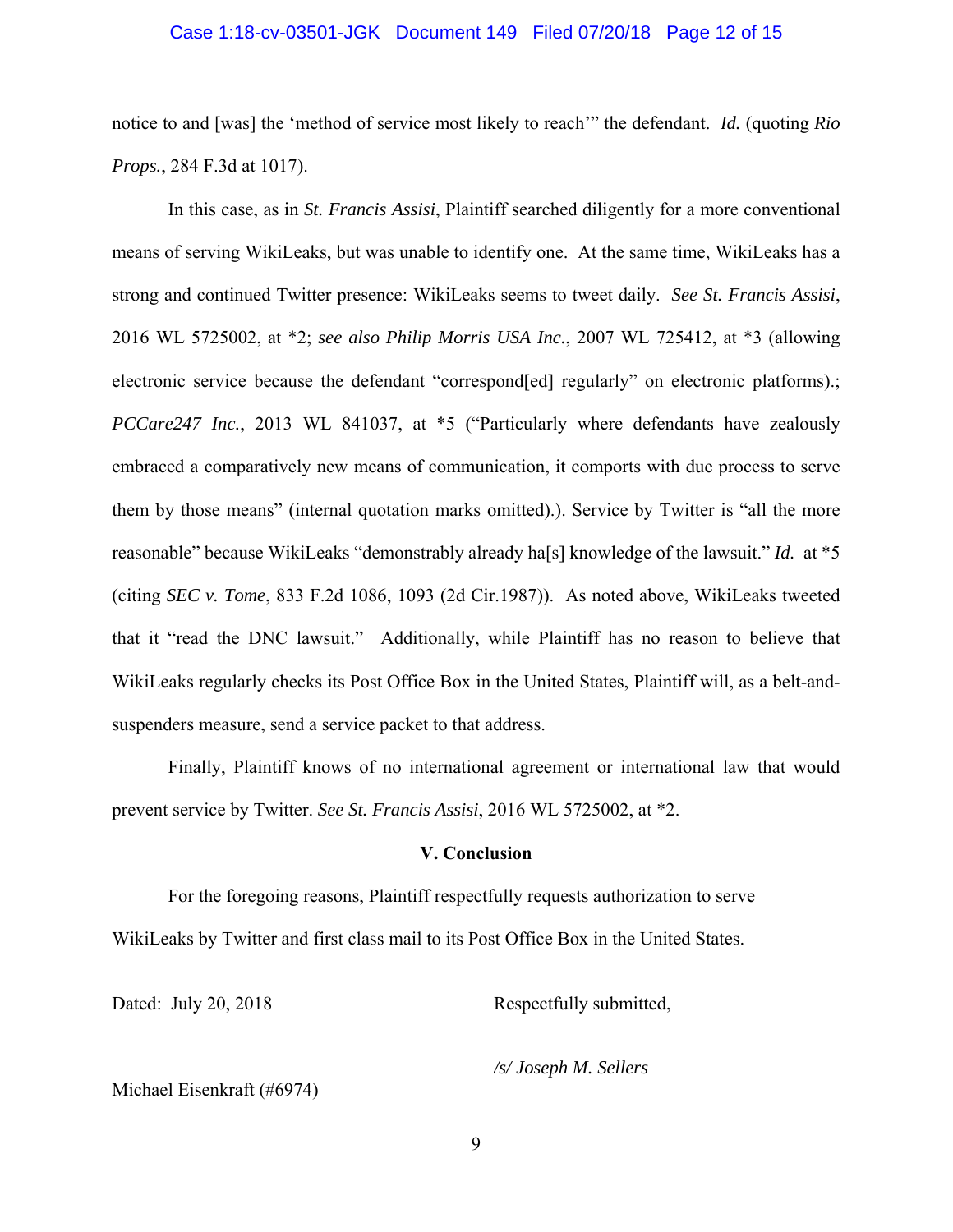notice to and [was] the 'method of service most likely to reach'" the defendant. *Id.* (quoting *Rio Props.*, 284 F.3d at 1017).

In this case, as in *St. Francis Assisi*, Plaintiff searched diligently for a more conventional means of serving WikiLeaks, but was unable to identify one. At the same time, WikiLeaks has a strong and continued Twitter presence: WikiLeaks seems to tweet daily. *See St. Francis Assisi*, 2016 WL 5725002, at *2; *see also Philip Morris USA Inc.*, 2007 WL 725412, at *3 (allowing electronic service because the defendant "correspond[ed] regularly" on electronic platforms).; *PCCare247 Inc.*, 2013 WL 841037, at *5 ("Particularly where defendants have zealously embraced a comparatively new means of communication, it comports with due process to serve them by those means" (internal quotation marks omitted).). Service by Twitter is "all the more reasonable" because WikiLeaks "demonstrably already ha[s] knowledge of the lawsuit." *Id.* at *5 (citing *SEC v. Tome*, 833 F.2d 1086, 1093 (2d Cir.1987)). As noted above, WikiLeaks tweeted that it "read the DNC lawsuit." Additionally, while Plaintiff has no reason to believe that WikiLeaks regularly checks its Post Office Box in the United States, Plaintiff will, as a belt-and-suspenders measure, send a service packet to that address.

Finally, Plaintiff knows of no international agreement or international law that would prevent service by Twitter. *See St. Francis Assisi*, 2016 WL 5725002, at *2.

## V. Conclusion

For the foregoing reasons, Plaintiff respectfully requests authorization to serve WikiLeaks by Twitter and first class mail to its Post Office Box in the United States.

Dated: July 20, 2018

Respectfully submitted,

*/s/ Joseph M. Sellers*

Michael Eisenkraft (#6974)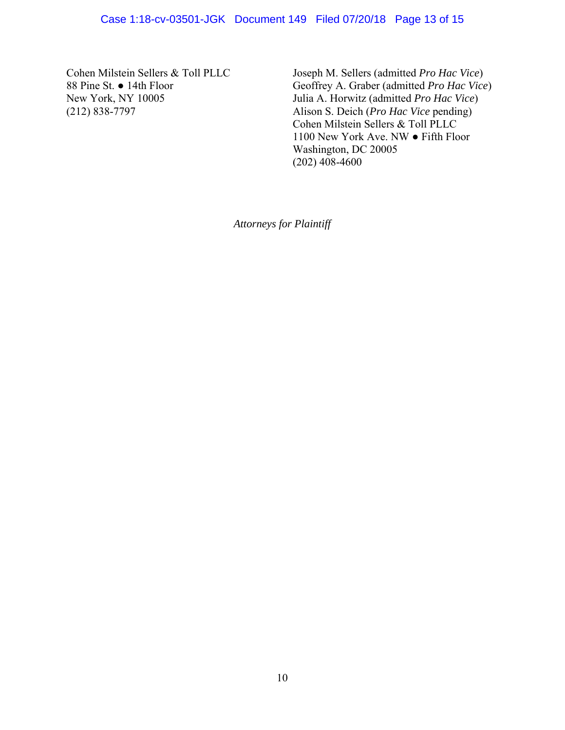Cohen Milstein Sellers & Toll PLLC
88 Pine St. ● 14th Floor
New York, NY 10005
(212) 838-7797

Joseph M. Sellers (admitted *Pro Hac Vice*)
Geoffrey A. Graber (admitted *Pro Hac Vice*)
Julia A. Horwitz (admitted *Pro Hac Vice*)
Alison S. Deich (*Pro Hac Vice* pending)
Cohen Milstein Sellers & Toll PLLC
1100 New York Ave. NW ● Fifth Floor
Washington, DC 20005
(202) 408-4600

*Attorneys for Plaintiff*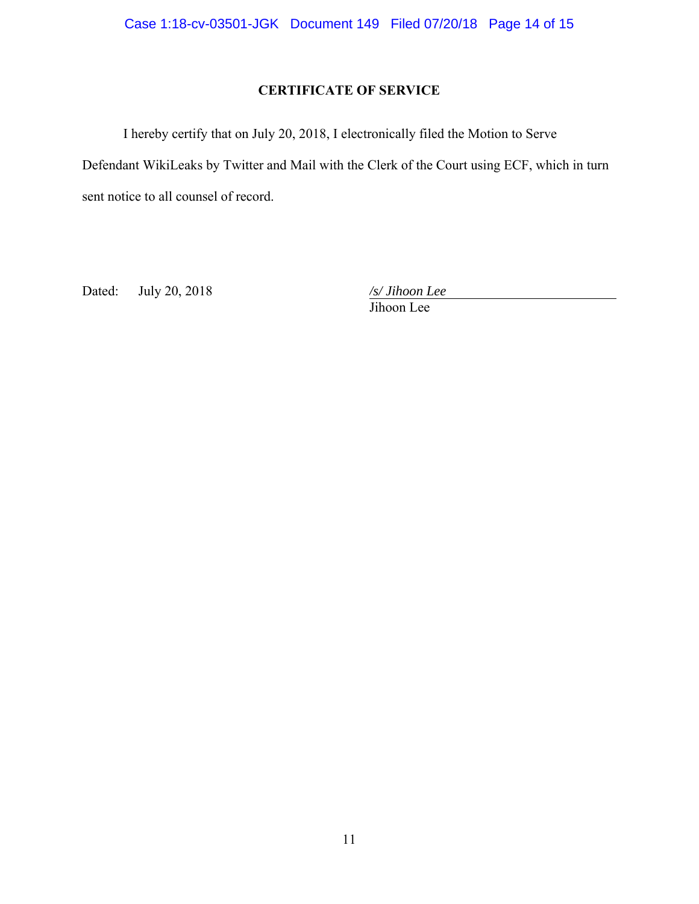## CERTIFICATE OF SERVICE

I hereby certify that on July 20, 2018, I electronically filed the Motion to Serve Defendant WikiLeaks by Twitter and Mail with the Clerk of the Court using ECF, which in turn sent notice to all counsel of record.

Dated: July 20, 2018

*/s/ Jihoon Lee*
Jihoon Lee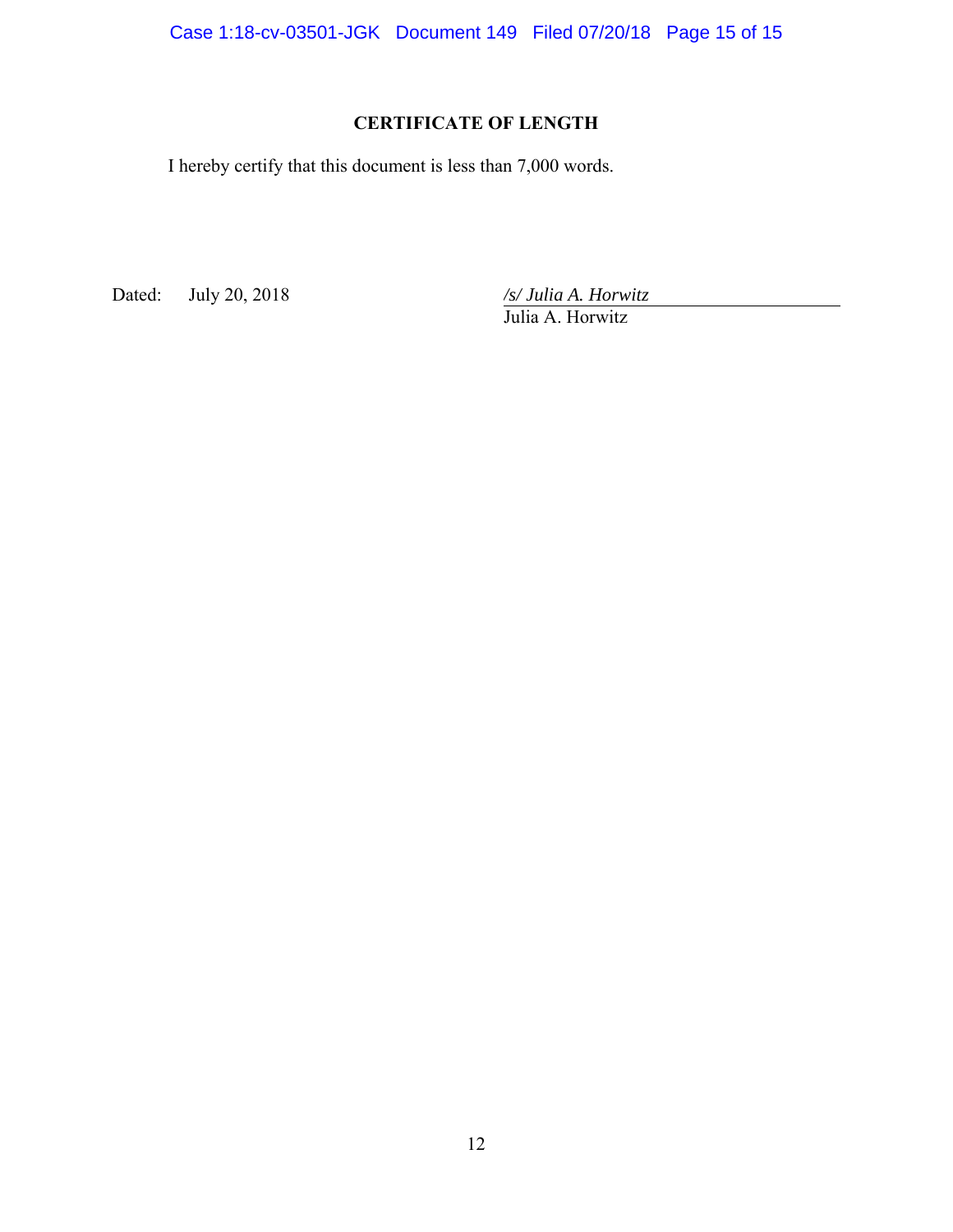## CERTIFICATE OF LENGTH

I hereby certify that this document is less than 7,000 words.

Dated: July 20, 2018

*/s/ Julia A. Horwitz*

Julia A. Horwitz